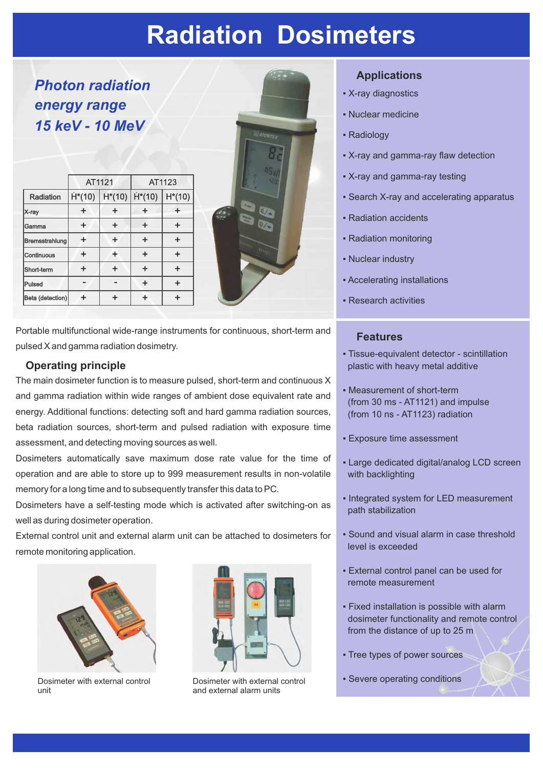# Radiation Dosimeters

***Photon radiation energy range 15 keV - 10 MeV***

| | AT1121 | | AT1123 | |
|---|---|---|---|---|
| Radiation | $\dot{H}$*(10) | H*(10) | $\dot{H}$*(10) | H*(10) |
| X-ray | + | + | + | + |
| Gamma | + | + | + | + |
| Bremsstrahlung | + | + | + | + |
| Continuous | + | + | + | + |
| Short-term | + | + | + | + |
| Pulsed | - | - | + | + |
| Beta (detection) | + | + | + | + |

Portable multifunctional wide-range instruments for continuous, short-term and pulsed X and gamma radiation dosimetry.

### Operating principle

The main dosimeter function is to measure pulsed, short-term and continuous X and gamma radiation within wide ranges of ambient dose equivalent rate and energy. Additional functions: detecting soft and hard gamma radiation sources, beta radiation sources, short-term and pulsed radiation with exposure time assessment, and detecting moving sources as well.

Dosimeters automatically save maximum dose rate value for the time of operation and are able to store up to 999 measurement results in non-volatile memory for a long time and to subsequently transfer this data to PC.

Dosimeters have a self-testing mode which is activated after switching-on as well as during dosimeter operation.

External control unit and external alarm unit can be attached to dosimeters for remote monitoring application.

Dosimeter with external control unit

Dosimeter with external control and external alarm units

### Applications

- X-ray diagnostics
- Nuclear medicine
- Radiology
- X-ray and gamma-ray flaw detection
- X-ray and gamma-ray testing
- Search X-ray and accelerating apparatus
- Radiation accidents
- Radiation monitoring
- Nuclear industry
- Accelerating installations
- Research activities

### Features

- Tissue-equivalent detector - scintillation plastic with heavy metal additive
- Measurement of short-term (from 30 ms - AT1121) and impulse (from 10 ns - AT1123) radiation
- Exposure time assessment
- Large dedicated digital/analog LCD screen with backlighting
- Integrated system for LED measurement path stabilization
- Sound and visual alarm in case threshold level is exceeded
- External control panel can be used for remote measurement
- Fixed installation is possible with alarm dosimeter functionality and remote control from the distance of up to 25 m
- Tree types of power sources
- Severe operating conditions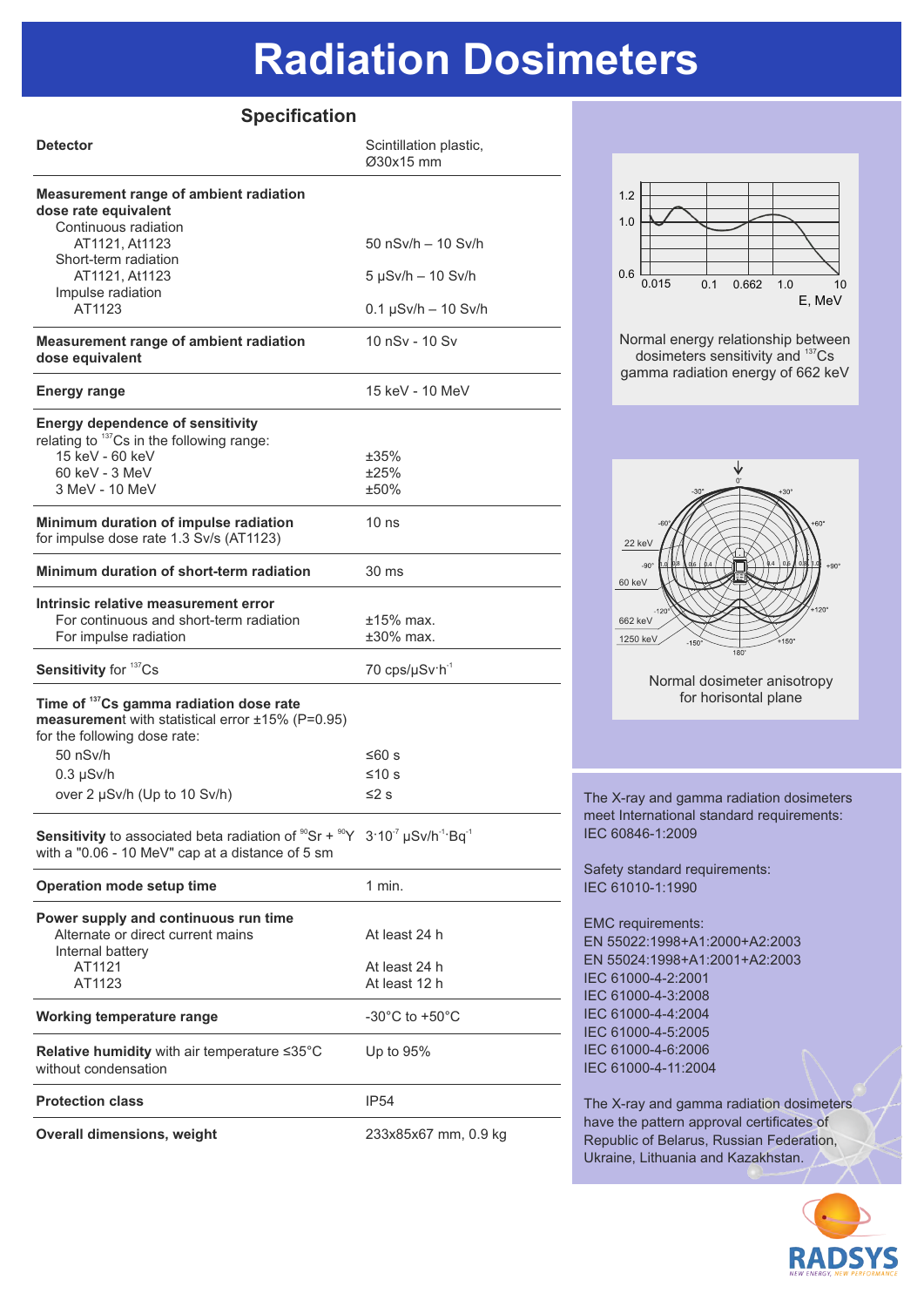# Radiation Dosimeters

## Specification

| | |
|---|---|
| **Detector** | Scintillation plastic, Ø30x15 mm |
| **Measurement range of ambient radiation dose rate equivalent** | |
| Continuous radiation | |
| AT1121, At1123 | 50 nSv/h – 10 Sv/h |
| Short-term radiation | |
| AT1121, At1123 | 5 µSv/h – 10 Sv/h |
| Impulse radiation | |
| AT1123 | 0.1 µSv/h – 10 Sv/h |
| **Measurement range of ambient radiation dose equivalent** | 10 nSv - 10 Sv |
| **Energy range** | 15 keV - 10 MeV |
| **Energy dependence of sensitivity** relating to $^{137}$Cs in the following range: | |
| 15 keV - 60 keV | ±35% |
| 60 keV - 3 MeV | ±25% |
| 3 MeV - 10 MeV | ±50% |
| **Minimum duration of impulse radiation** for impulse dose rate 1.3 Sv/s (AT1123) | 10 ns |
| **Minimum duration of short-term radiation** | 30 ms |
| **Intrinsic relative measurement error** | |
| For continuous and short-term radiation | ±15% max. |
| For impulse radiation | ±30% max. |
| **Sensitivity** for $^{137}$Cs | 70 cps/µSv·h$^{-1}$ |
| **Time of $^{137}$Cs gamma radiation dose rate measurement** with statistical error ±15% (P=0.95) for the following dose rate: | |
| 50 nSv/h | ≤60 s |
| 0.3 µSv/h | ≤10 s |
| over 2 µSv/h (Up to 10 Sv/h) | ≤2 s |
| **Sensitivity** to associated beta radiation of $^{90}$Sr + $^{90}$Y with a "0.06 - 10 MeV" cap at a distance of 5 sm | $3 \cdot 10^{7}$ µSv/h$^{-1}$·Bq$^{-1}$ |
| **Operation mode setup time** | 1 min. |
| **Power supply and continuous run time** | |
| Alternate or direct current mains | At least 24 h |
| Internal battery | |
| AT1121 | At least 24 h |
| AT1123 | At least 12 h |
| **Working temperature range** | -30°C to +50°C |
| **Relative humidity** with air temperature ≤35°C without condensation | Up to 95% |
| **Protection class** | IP54 |
| **Overall dimensions, weight** | 233x85x67 mm, 0.9 kg |

1.2
1.0
0.6
0.015 0.1 0.662 1.0 10
E, MeV

Normal energy relationship between dosimeters sensitivity and $^{137}$Cs gamma radiation energy of 662 keV

0°
-30° +30°
-60° +60°
-90° +90°
-120° +120°
-150° +150°
180°
1.0 0.8 0.6 0.4 0.4 0.6 0.8 1.0
22 keV
60 keV
662 keV
1250 keV

Normal dosimeter anisotropy for horisontal plane

The X-ray and gamma radiation dosimeters meet International standard requirements:
IEC 60846-1:2009

Safety standard requirements:
IEC 61010-1:1990

EMC requirements:
EN 55022:1998+A1:2000+A2:2003
EN 55024:1998+A1:2001+A2:2003
IEC 61000-4-2:2001
IEC 61000-4-3:2008
IEC 61000-4-4:2004
IEC 61000-4-5:2005
IEC 61000-4-6:2006
IEC 61000-4-11:2004

The X-ray and gamma radiation dosimeters have the pattern approval certificates of Republic of Belarus, Russian Federation, Ukraine, Lithuania and Kazakhstan.

RADSYS
NEW ENERGY, NEW PERFORMANCE